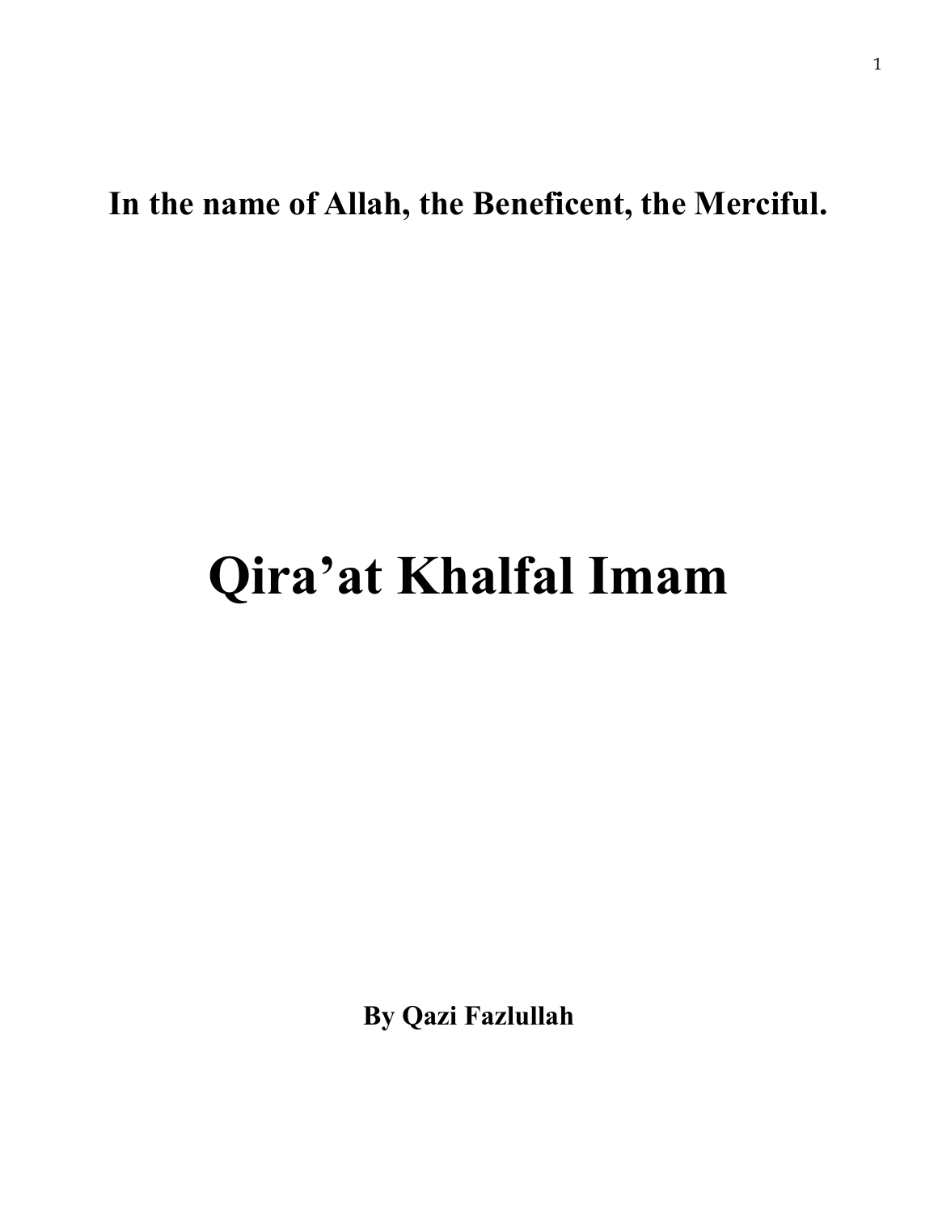**In the name of Allah, the Beneficent, the Merciful.**

# Qira’at Khalfal Imam

**By Qazi Fazlullah**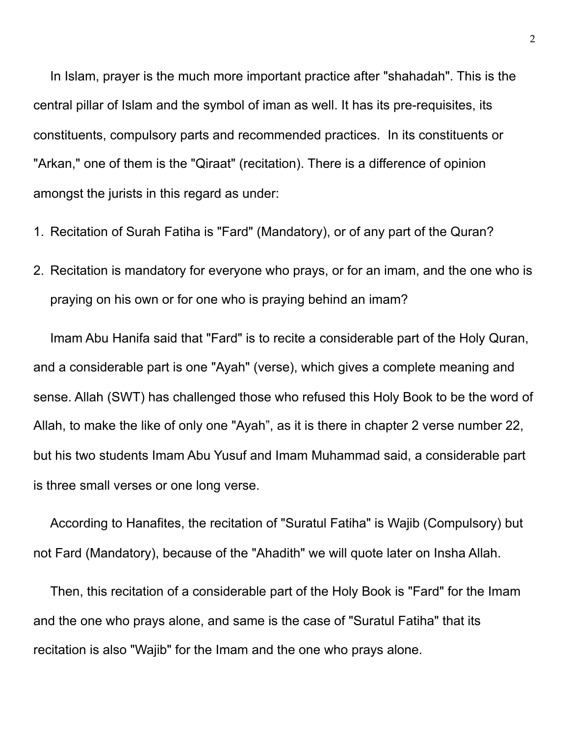In Islam, prayer is the much more important practice after "shahadah". This is the central pillar of Islam and the symbol of iman as well. It has its pre-requisites, its constituents, compulsory parts and recommended practices. In its constituents or "Arkan," one of them is the "Qiraat" (recitation). There is a difference of opinion amongst the jurists in this regard as under:

1. Recitation of Surah Fatiha is "Fard" (Mandatory), or of any part of the Quran?
2. Recitation is mandatory for everyone who prays, or for an imam, and the one who is praying on his own or for one who is praying behind an imam?

Imam Abu Hanifa said that "Fard" is to recite a considerable part of the Holy Quran, and a considerable part is one "Ayah" (verse), which gives a complete meaning and sense. Allah (SWT) has challenged those who refused this Holy Book to be the word of Allah, to make the like of only one "Ayah", as it is there in chapter 2 verse number 22, but his two students Imam Abu Yusuf and Imam Muhammad said, a considerable part is three small verses or one long verse.

According to Hanafites, the recitation of "Suratul Fatiha" is Wajib (Compulsory) but not Fard (Mandatory), because of the "Ahadith" we will quote later on Insha Allah.

Then, this recitation of a considerable part of the Holy Book is "Fard" for the Imam and the one who prays alone, and same is the case of "Suratul Fatiha" that its recitation is also "Wajib" for the Imam and the one who prays alone.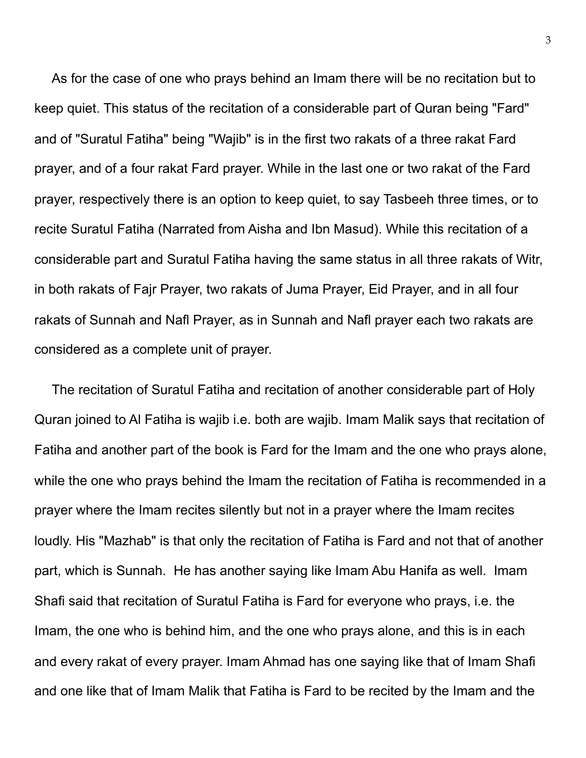As for the case of one who prays behind an Imam there will be no recitation but to keep quiet. This status of the recitation of a considerable part of Quran being "Fard" and of "Suratul Fatiha" being "Wajib" is in the first two rakats of a three rakat Fard prayer, and of a four rakat Fard prayer. While in the last one or two rakat of the Fard prayer, respectively there is an option to keep quiet, to say Tasbeeh three times, or to recite Suratul Fatiha (Narrated from Aisha and Ibn Masud). While this recitation of a considerable part and Suratul Fatiha having the same status in all three rakats of Witr, in both rakats of Fajr Prayer, two rakats of Juma Prayer, Eid Prayer, and in all four rakats of Sunnah and Nafl Prayer, as in Sunnah and Nafl prayer each two rakats are considered as a complete unit of prayer.

The recitation of Suratul Fatiha and recitation of another considerable part of Holy Quran joined to Al Fatiha is wajib i.e. both are wajib. Imam Malik says that recitation of Fatiha and another part of the book is Fard for the Imam and the one who prays alone, while the one who prays behind the Imam the recitation of Fatiha is recommended in a prayer where the Imam recites silently but not in a prayer where the Imam recites loudly. His "Mazhab" is that only the recitation of Fatiha is Fard and not that of another part, which is Sunnah. He has another saying like Imam Abu Hanifa as well. Imam Shafi said that recitation of Suratul Fatiha is Fard for everyone who prays, i.e. the Imam, the one who is behind him, and the one who prays alone, and this is in each and every rakat of every prayer. Imam Ahmad has one saying like that of Imam Shafi and one like that of Imam Malik that Fatiha is Fard to be recited by the Imam and the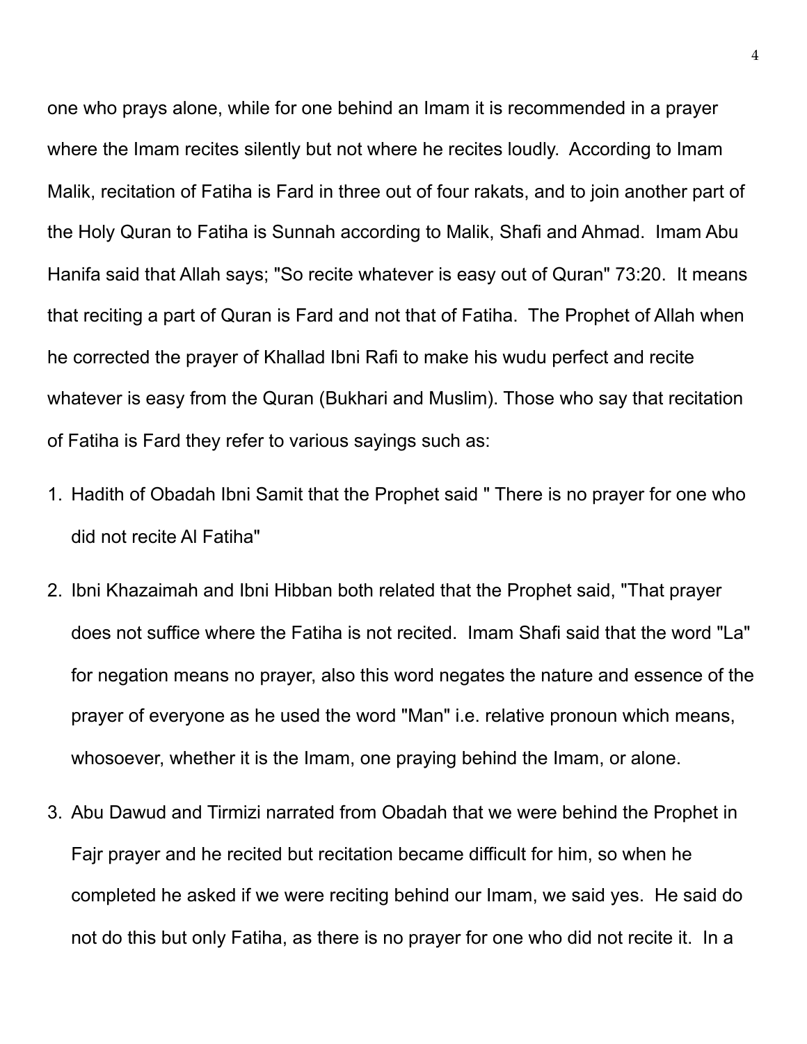one who prays alone, while for one behind an Imam it is recommended in a prayer where the Imam recites silently but not where he recites loudly. According to Imam Malik, recitation of Fatiha is Fard in three out of four rakats, and to join another part of the Holy Quran to Fatiha is Sunnah according to Malik, Shafi and Ahmad. Imam Abu Hanifa said that Allah says; "So recite whatever is easy out of Quran" 73:20. It means that reciting a part of Quran is Fard and not that of Fatiha. The Prophet of Allah when he corrected the prayer of Khallad Ibni Rafi to make his wudu perfect and recite whatever is easy from the Quran (Bukhari and Muslim). Those who say that recitation of Fatiha is Fard they refer to various sayings such as:

1. Hadith of Obadah Ibni Samit that the Prophet said " There is no prayer for one who did not recite Al Fatiha"
2. Ibni Khazaimah and Ibni Hibban both related that the Prophet said, "That prayer does not suffice where the Fatiha is not recited. Imam Shafi said that the word "La" for negation means no prayer, also this word negates the nature and essence of the prayer of everyone as he used the word "Man" i.e. relative pronoun which means, whosoever, whether it is the Imam, one praying behind the Imam, or alone.
3. Abu Dawud and Tirmizi narrated from Obadah that we were behind the Prophet in Fajr prayer and he recited but recitation became difficult for him, so when he completed he asked if we were reciting behind our Imam, we said yes. He said do not do this but only Fatiha, as there is no prayer for one who did not recite it. In a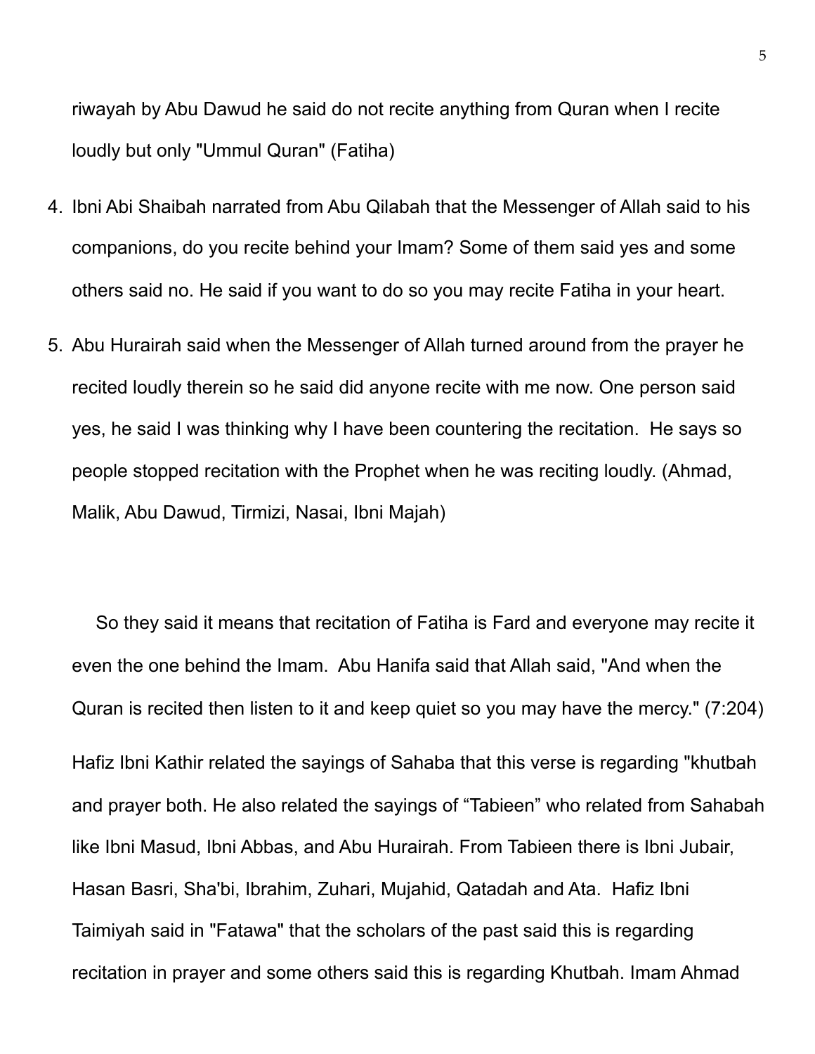riwayah by Abu Dawud he said do not recite anything from Quran when I recite loudly but only "Ummul Quran" (Fatiha)

4. Ibni Abi Shaibah narrated from Abu Qilabah that the Messenger of Allah said to his companions, do you recite behind your Imam? Some of them said yes and some others said no. He said if you want to do so you may recite Fatiha in your heart.
5. Abu Hurairah said when the Messenger of Allah turned around from the prayer he recited loudly therein so he said did anyone recite with me now. One person said yes, he said I was thinking why I have been countering the recitation. He says so people stopped recitation with the Prophet when he was reciting loudly. (Ahmad, Malik, Abu Dawud, Tirmizi, Nasai, Ibni Majah)

So they said it means that recitation of Fatiha is Fard and everyone may recite it even the one behind the Imam. Abu Hanifa said that Allah said, "And when the Quran is recited then listen to it and keep quiet so you may have the mercy." (7:204)

Hafiz Ibni Kathir related the sayings of Sahaba that this verse is regarding "khutbah and prayer both. He also related the sayings of “Tabieen” who related from Sahabah like Ibni Masud, Ibni Abbas, and Abu Hurairah. From Tabieen there is Ibni Jubair, Hasan Basri, Sha'bi, Ibrahim, Zuhari, Mujahid, Qatadah and Ata. Hafiz Ibni Taimiyah said in "Fatawa" that the scholars of the past said this is regarding recitation in prayer and some others said this is regarding Khutbah. Imam Ahmad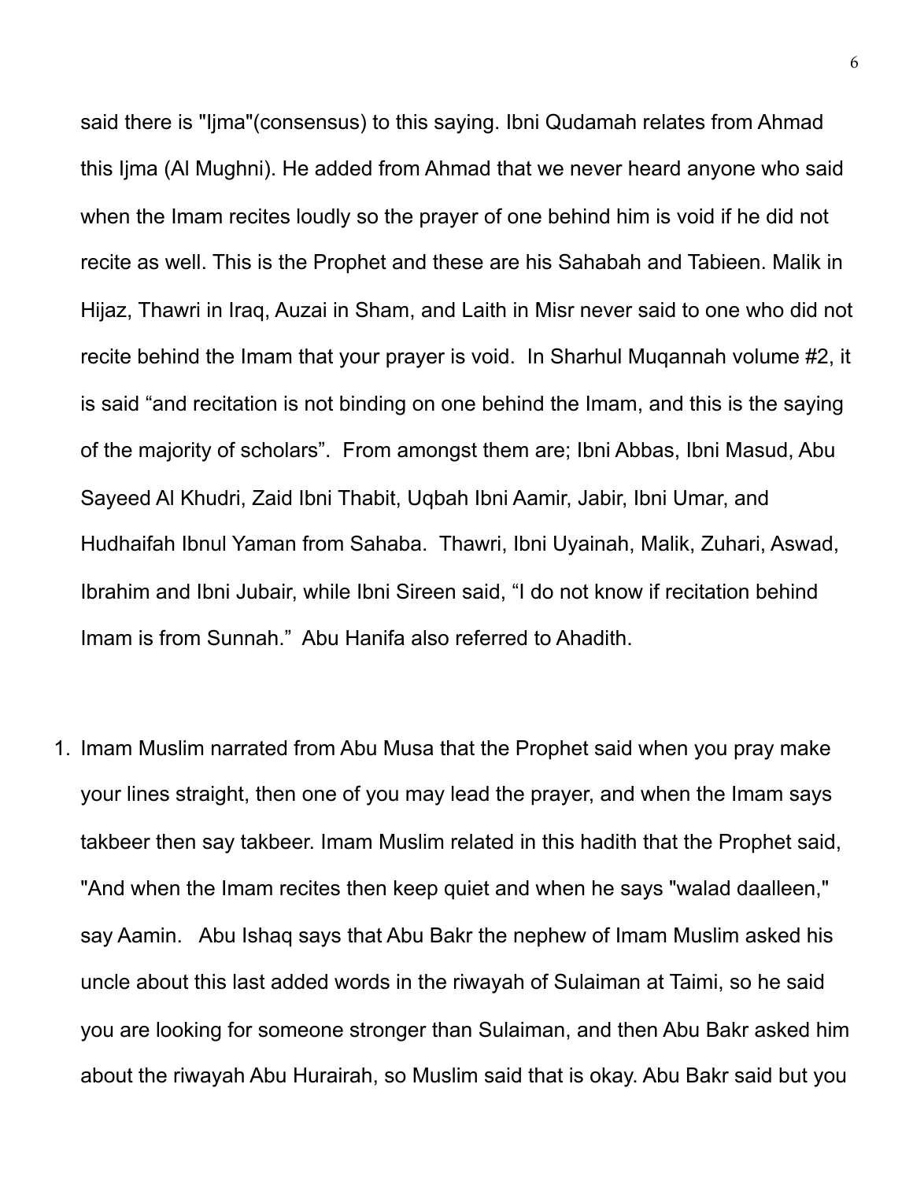said there is "Ijma"(consensus) to this saying. Ibni Qudamah relates from Ahmad this Ijma (Al Mughni). He added from Ahmad that we never heard anyone who said when the Imam recites loudly so the prayer of one behind him is void if he did not recite as well. This is the Prophet and these are his Sahabah and Tabieen. Malik in Hijaz, Thawri in Iraq, Auzai in Sham, and Laith in Misr never said to one who did not recite behind the Imam that your prayer is void. In Sharhul Muqannah volume #2, it is said "and recitation is not binding on one behind the Imam, and this is the saying of the majority of scholars". From amongst them are; Ibni Abbas, Ibni Masud, Abu Sayeed Al Khudri, Zaid Ibni Thabit, Uqbah Ibni Aamir, Jabir, Ibni Umar, and Hudhaifah Ibnul Yaman from Sahaba. Thawri, Ibni Uyainah, Malik, Zuhari, Aswad, Ibrahim and Ibni Jubair, while Ibni Sireen said, "I do not know if recitation behind Imam is from Sunnah." Abu Hanifa also referred to Ahadith.

1. Imam Muslim narrated from Abu Musa that the Prophet said when you pray make your lines straight, then one of you may lead the prayer, and when the Imam says takbeer then say takbeer. Imam Muslim related in this hadith that the Prophet said, "And when the Imam recites then keep quiet and when he says "walad daalleen," say Aamin. Abu Ishaq says that Abu Bakr the nephew of Imam Muslim asked his uncle about this last added words in the riwayah of Sulaiman at Taimi, so he said you are looking for someone stronger than Sulaiman, and then Abu Bakr asked him about the riwayah Abu Hurairah, so Muslim said that is okay. Abu Bakr said but you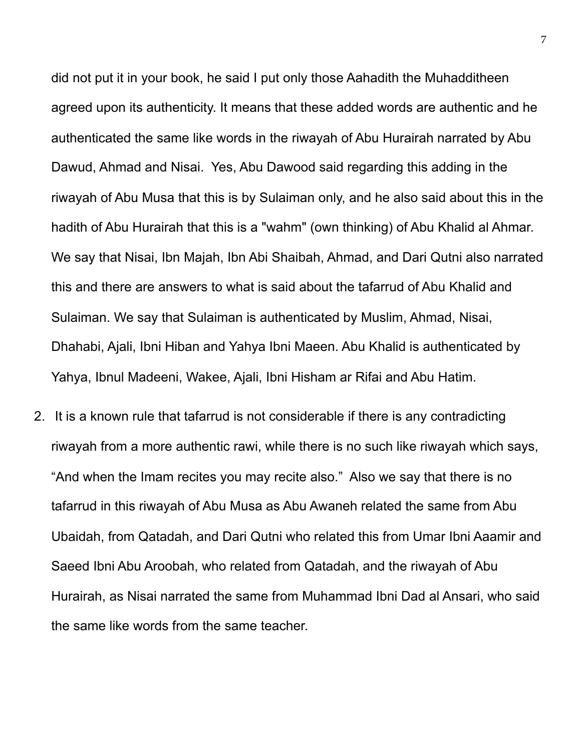did not put it in your book, he said I put only those Aahadith the Muhadditheen agreed upon its authenticity. It means that these added words are authentic and he authenticated the same like words in the riwayah of Abu Hurairah narrated by Abu Dawud, Ahmad and Nisai.  Yes, Abu Dawood said regarding this adding in the riwayah of Abu Musa that this is by Sulaiman only, and he also said about this in the hadith of Abu Hurairah that this is a "wahm" (own thinking) of Abu Khalid al Ahmar. We say that Nisai, Ibn Majah, Ibn Abi Shaibah, Ahmad, and Dari Qutni also narrated this and there are answers to what is said about the tafarrud of Abu Khalid and Sulaiman. We say that Sulaiman is authenticated by Muslim, Ahmad, Nisai, Dhahabi, Ajali, Ibni Hiban and Yahya Ibni Maeen. Abu Khalid is authenticated by Yahya, Ibnul Madeeni, Wakee, Ajali, Ibni Hisham ar Rifai and Abu Hatim.

2. It is a known rule that tafarrud is not considerable if there is any contradicting riwayah from a more authentic rawi, while there is no such like riwayah which says, “And when the Imam recites you may recite also.”  Also we say that there is no tafarrud in this riwayah of Abu Musa as Abu Awaneh related the same from Abu Ubaidah, from Qatadah, and Dari Qutni who related this from Umar Ibni Aaamir and Saeed Ibni Abu Aroobah, who related from Qatadah, and the riwayah of Abu Hurairah, as Nisai narrated the same from Muhammad Ibni Dad al Ansari, who said the same like words from the same teacher.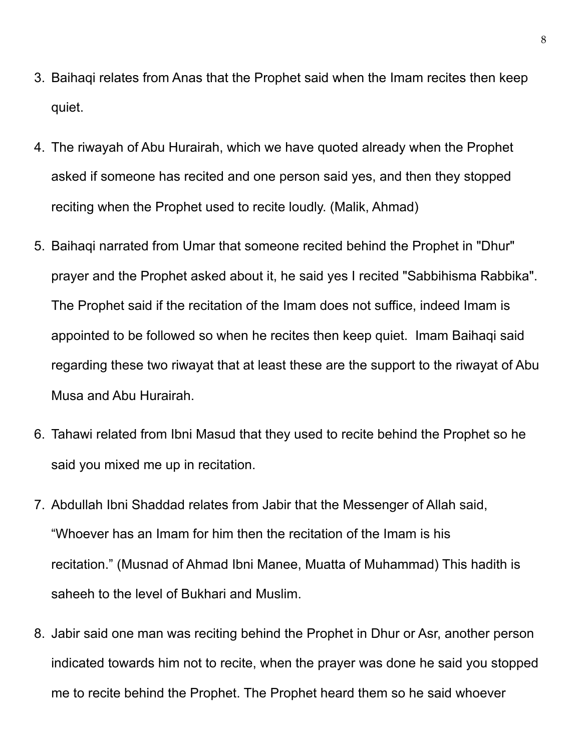3. Baihaqi relates from Anas that the Prophet said when the Imam recites then keep quiet.

4. The riwayah of Abu Hurairah, which we have quoted already when the Prophet asked if someone has recited and one person said yes, and then they stopped reciting when the Prophet used to recite loudly. (Malik, Ahmad)

5. Baihaqi narrated from Umar that someone recited behind the Prophet in "Dhur" prayer and the Prophet asked about it, he said yes I recited "Sabbihisma Rabbika". The Prophet said if the recitation of the Imam does not suffice, indeed Imam is appointed to be followed so when he recites then keep quiet. Imam Baihaqi said regarding these two riwayat that at least these are the support to the riwayat of Abu Musa and Abu Hurairah.

6. Tahawi related from Ibni Masud that they used to recite behind the Prophet so he said you mixed me up in recitation.

7. Abdullah Ibni Shaddad relates from Jabir that the Messenger of Allah said, “Whoever has an Imam for him then the recitation of the Imam is his recitation.” (Musnad of Ahmad Ibni Manee, Muatta of Muhammad) This hadith is saheeh to the level of Bukhari and Muslim.

8. Jabir said one man was reciting behind the Prophet in Dhur or Asr, another person indicated towards him not to recite, when the prayer was done he said you stopped me to recite behind the Prophet. The Prophet heard them so he said whoever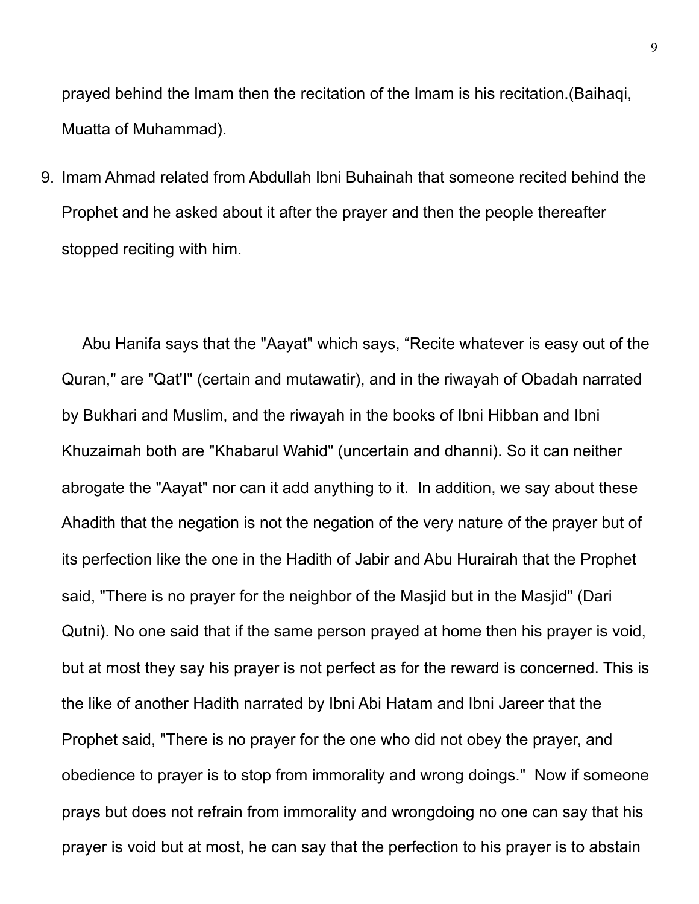prayed behind the Imam then the recitation of the Imam is his recitation.(Baihaqi, Muatta of Muhammad).

9. Imam Ahmad related from Abdullah Ibni Buhainah that someone recited behind the Prophet and he asked about it after the prayer and then the people thereafter stopped reciting with him.

Abu Hanifa says that the "Aayat" which says, “Recite whatever is easy out of the Quran," are "Qat'I" (certain and mutawatir), and in the riwayah of Obadah narrated by Bukhari and Muslim, and the riwayah in the books of Ibni Hibban and Ibni Khuzaimah both are "Khabarul Wahid" (uncertain and dhanni). So it can neither abrogate the "Aayat" nor can it add anything to it. In addition, we say about these Ahadith that the negation is not the negation of the very nature of the prayer but of its perfection like the one in the Hadith of Jabir and Abu Hurairah that the Prophet said, "There is no prayer for the neighbor of the Masjid but in the Masjid" (Dari Qutni). No one said that if the same person prayed at home then his prayer is void, but at most they say his prayer is not perfect as for the reward is concerned. This is the like of another Hadith narrated by Ibni Abi Hatam and Ibni Jareer that the Prophet said, "There is no prayer for the one who did not obey the prayer, and obedience to prayer is to stop from immorality and wrong doings." Now if someone prays but does not refrain from immorality and wrongdoing no one can say that his prayer is void but at most, he can say that the perfection to his prayer is to abstain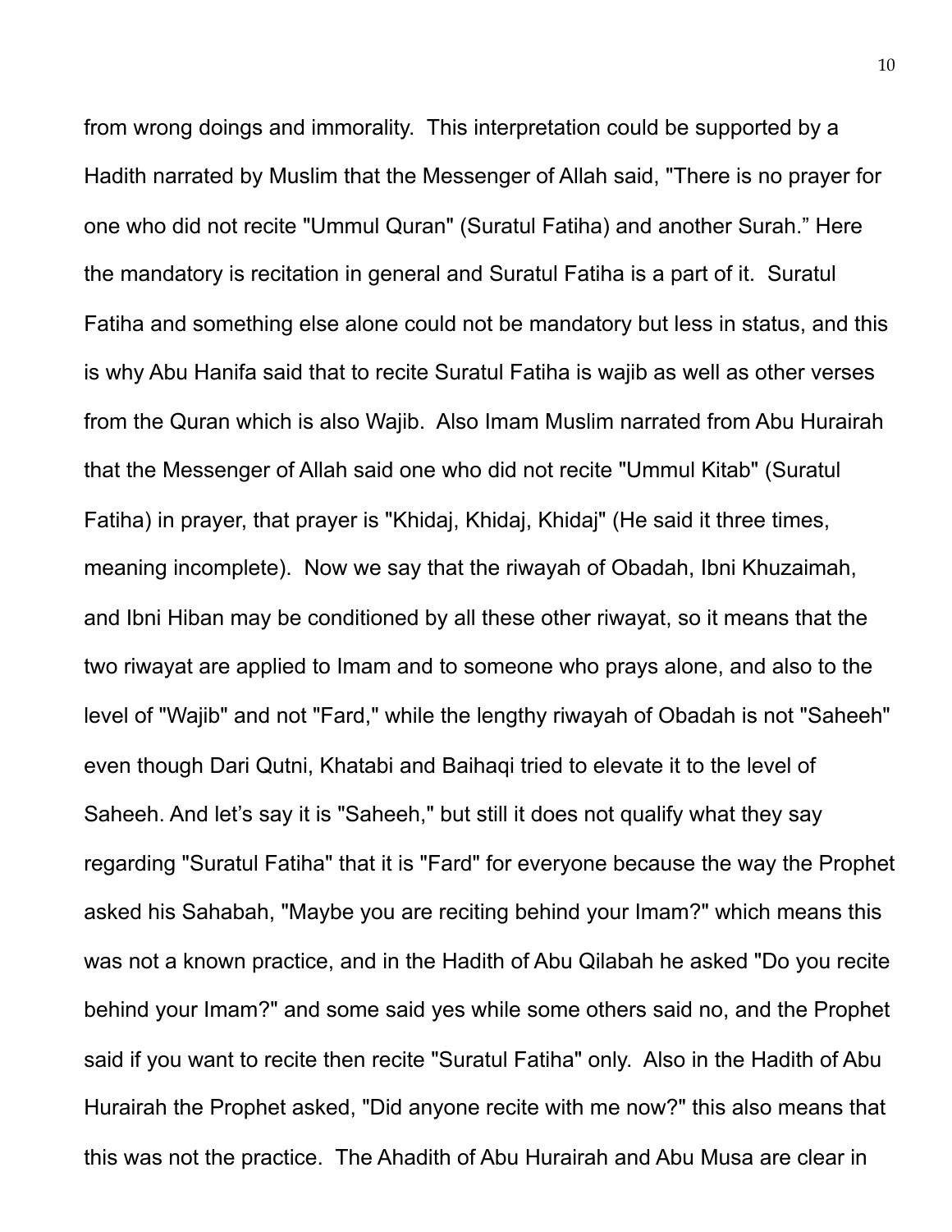from wrong doings and immorality. This interpretation could be supported by a Hadith narrated by Muslim that the Messenger of Allah said, "There is no prayer for one who did not recite "Ummul Quran" (Suratul Fatiha) and another Surah." Here the mandatory is recitation in general and Suratul Fatiha is a part of it. Suratul Fatiha and something else alone could not be mandatory but less in status, and this is why Abu Hanifa said that to recite Suratul Fatiha is wajib as well as other verses from the Quran which is also Wajib. Also Imam Muslim narrated from Abu Hurairah that the Messenger of Allah said one who did not recite "Ummul Kitab" (Suratul Fatiha) in prayer, that prayer is "Khidaj, Khidaj, Khidaj" (He said it three times, meaning incomplete). Now we say that the riwayah of Obadah, Ibni Khuzaimah, and Ibni Hiban may be conditioned by all these other riwayat, so it means that the two riwayat are applied to Imam and to someone who prays alone, and also to the level of "Wajib" and not "Fard," while the lengthy riwayah of Obadah is not "Saheeh" even though Dari Qutni, Khatabi and Baihaqi tried to elevate it to the level of Saheeh. And let's say it is "Saheeh," but still it does not qualify what they say regarding "Suratul Fatiha" that it is "Fard" for everyone because the way the Prophet asked his Sahabah, "Maybe you are reciting behind your Imam?" which means this was not a known practice, and in the Hadith of Abu Qilabah he asked "Do you recite behind your Imam?" and some said yes while some others said no, and the Prophet said if you want to recite then recite "Suratul Fatiha" only. Also in the Hadith of Abu Hurairah the Prophet asked, "Did anyone recite with me now?" this also means that this was not the practice. The Ahadith of Abu Hurairah and Abu Musa are clear in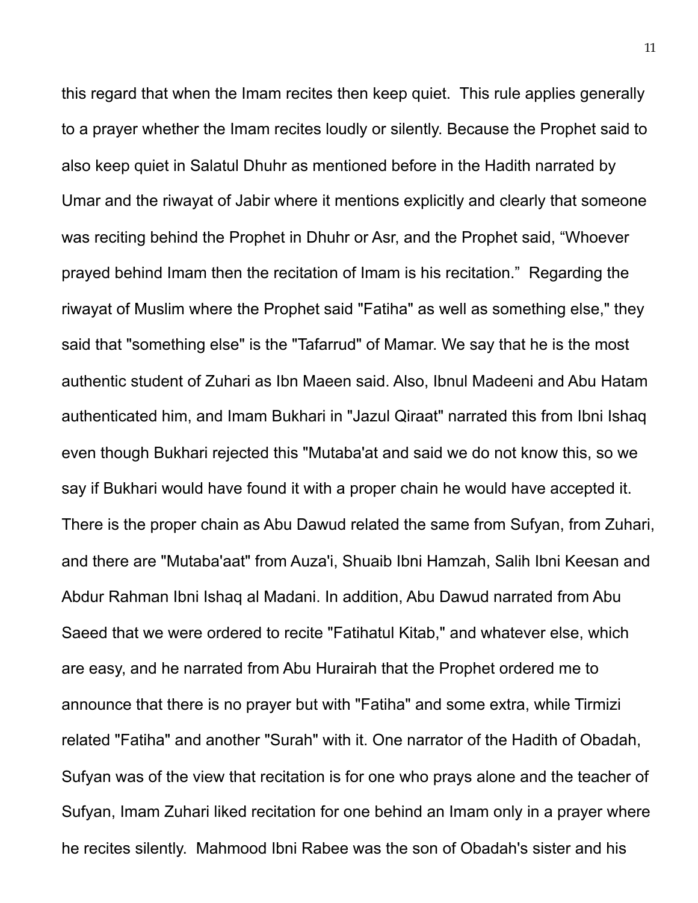this regard that when the Imam recites then keep quiet.  This rule applies generally to a prayer whether the Imam recites loudly or silently. Because the Prophet said to also keep quiet in Salatul Dhuhr as mentioned before in the Hadith narrated by Umar and the riwayat of Jabir where it mentions explicitly and clearly that someone was reciting behind the Prophet in Dhuhr or Asr, and the Prophet said, "Whoever prayed behind Imam then the recitation of Imam is his recitation."  Regarding the riwayat of Muslim where the Prophet said "Fatiha" as well as something else," they said that "something else" is the "Tafarrud" of Mamar. We say that he is the most authentic student of Zuhari as Ibn Maeen said. Also, Ibnul Madeeni and Abu Hatam authenticated him, and Imam Bukhari in "Jazul Qiraat" narrated this from Ibni Ishaq even though Bukhari rejected this "Mutaba'at and said we do not know this, so we say if Bukhari would have found it with a proper chain he would have accepted it. There is the proper chain as Abu Dawud related the same from Sufyan, from Zuhari, and there are "Mutaba'aat" from Auza'i, Shuaib Ibni Hamzah, Salih Ibni Keesan and Abdur Rahman Ibni Ishaq al Madani. In addition, Abu Dawud narrated from Abu Saeed that we were ordered to recite "Fatihatul Kitab," and whatever else, which are easy, and he narrated from Abu Hurairah that the Prophet ordered me to announce that there is no prayer but with "Fatiha" and some extra, while Tirmizi related "Fatiha" and another "Surah" with it. One narrator of the Hadith of Obadah, Sufyan was of the view that recitation is for one who prays alone and the teacher of Sufyan, Imam Zuhari liked recitation for one behind an Imam only in a prayer where he recites silently.  Mahmood Ibni Rabee was the son of Obadah's sister and his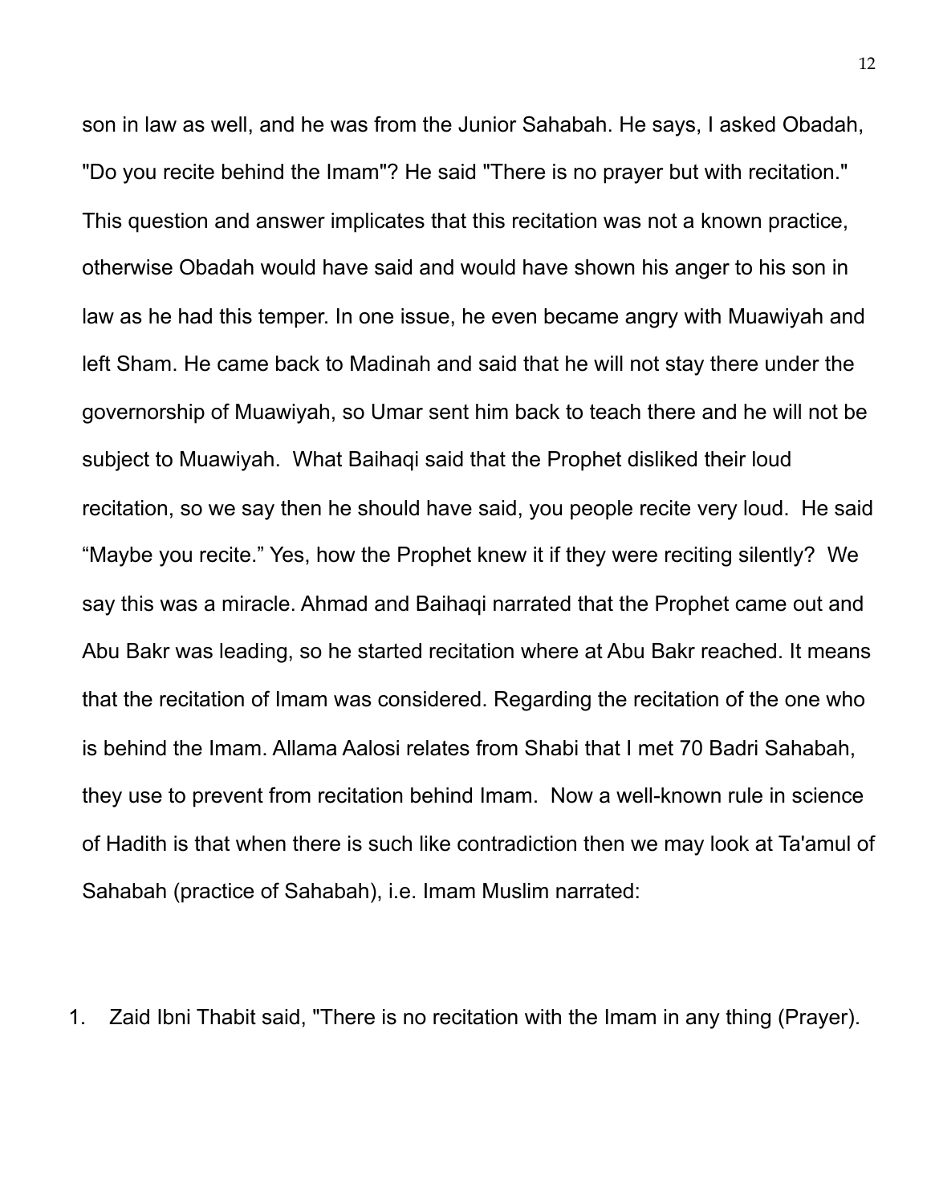son in law as well, and he was from the Junior Sahabah. He says, I asked Obadah, "Do you recite behind the Imam"? He said "There is no prayer but with recitation." This question and answer implicates that this recitation was not a known practice, otherwise Obadah would have said and would have shown his anger to his son in law as he had this temper. In one issue, he even became angry with Muawiyah and left Sham. He came back to Madinah and said that he will not stay there under the governorship of Muawiyah, so Umar sent him back to teach there and he will not be subject to Muawiyah.  What Baihaqi said that the Prophet disliked their loud recitation, so we say then he should have said, you people recite very loud.  He said "Maybe you recite." Yes, how the Prophet knew it if they were reciting silently?  We say this was a miracle. Ahmad and Baihaqi narrated that the Prophet came out and Abu Bakr was leading, so he started recitation where at Abu Bakr reached. It means that the recitation of Imam was considered. Regarding the recitation of the one who is behind the Imam. Allama Aalosi relates from Shabi that I met 70 Badri Sahabah, they use to prevent from recitation behind Imam.  Now a well-known rule in science of Hadith is that when there is such like contradiction then we may look at Ta'amul of Sahabah (practice of Sahabah), i.e. Imam Muslim narrated:

1. Zaid Ibni Thabit said, "There is no recitation with the Imam in any thing (Prayer).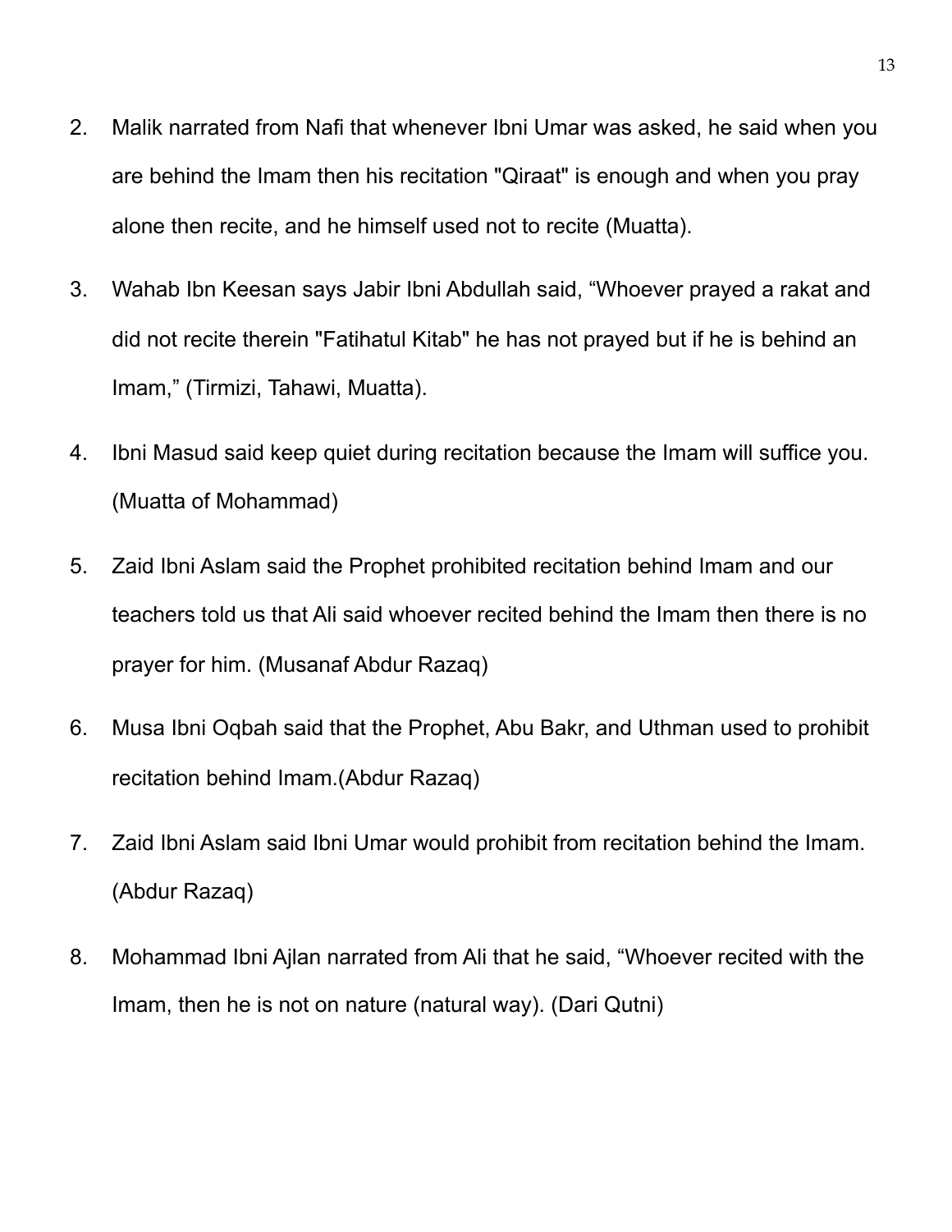2. Malik narrated from Nafi that whenever Ibni Umar was asked, he said when you are behind the Imam then his recitation "Qiraat" is enough and when you pray alone then recite, and he himself used not to recite (Muatta).

3. Wahab Ibn Keesan says Jabir Ibni Abdullah said, “Whoever prayed a rakat and did not recite therein "Fatihatul Kitab" he has not prayed but if he is behind an Imam,” (Tirmizi, Tahawi, Muatta).

4. Ibni Masud said keep quiet during recitation because the Imam will suffice you. (Muatta of Mohammad)

5. Zaid Ibni Aslam said the Prophet prohibited recitation behind Imam and our teachers told us that Ali said whoever recited behind the Imam then there is no prayer for him. (Musanaf Abdur Razaq)

6. Musa Ibni Oqbah said that the Prophet, Abu Bakr, and Uthman used to prohibit recitation behind Imam.(Abdur Razaq)

7. Zaid Ibni Aslam said Ibni Umar would prohibit from recitation behind the Imam. (Abdur Razaq)

8. Mohammad Ibni Ajlan narrated from Ali that he said, “Whoever recited with the Imam, then he is not on nature (natural way). (Dari Qutni)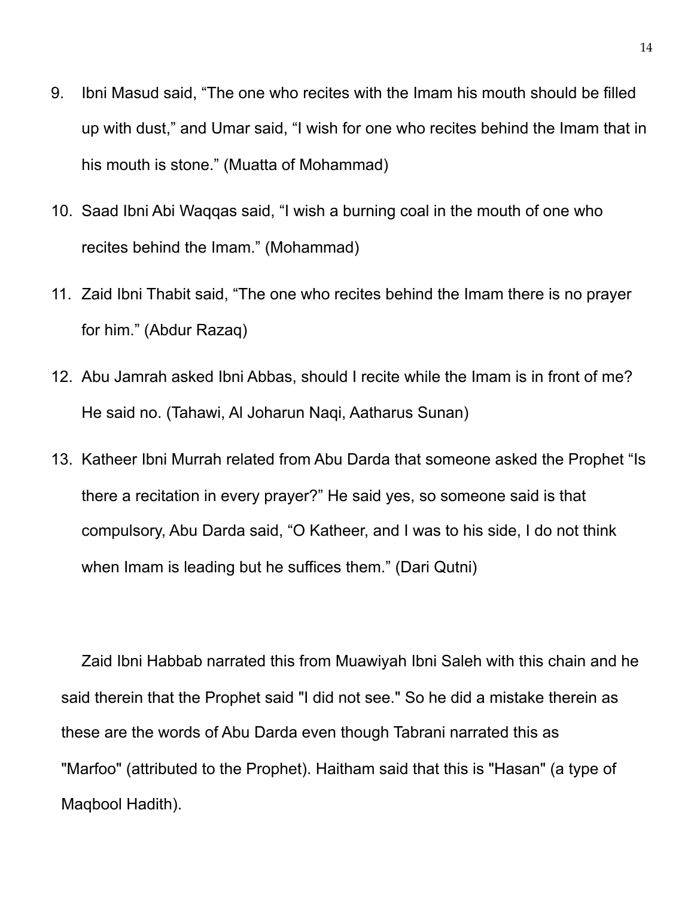9. Ibni Masud said, “The one who recites with the Imam his mouth should be filled up with dust,” and Umar said, “I wish for one who recites behind the Imam that in his mouth is stone.” (Muatta of Mohammad)

10. Saad Ibni Abi Waqqas said, “I wish a burning coal in the mouth of one who recites behind the Imam.” (Mohammad)

11. Zaid Ibni Thabit said, “The one who recites behind the Imam there is no prayer for him.” (Abdur Razaq)

12. Abu Jamrah asked Ibni Abbas, should I recite while the Imam is in front of me? He said no. (Tahawi, Al Joharun Naqi, Aatharus Sunan)

13. Katheer Ibni Murrah related from Abu Darda that someone asked the Prophet “Is there a recitation in every prayer?” He said yes, so someone said is that compulsory, Abu Darda said, “O Katheer, and I was to his side, I do not think when Imam is leading but he suffices them.” (Dari Qutni)

Zaid Ibni Habbab narrated this from Muawiyah Ibni Saleh with this chain and he said therein that the Prophet said "I did not see." So he did a mistake therein as these are the words of Abu Darda even though Tabrani narrated this as "Marfoo" (attributed to the Prophet). Haitham said that this is "Hasan" (a type of Maqbool Hadith).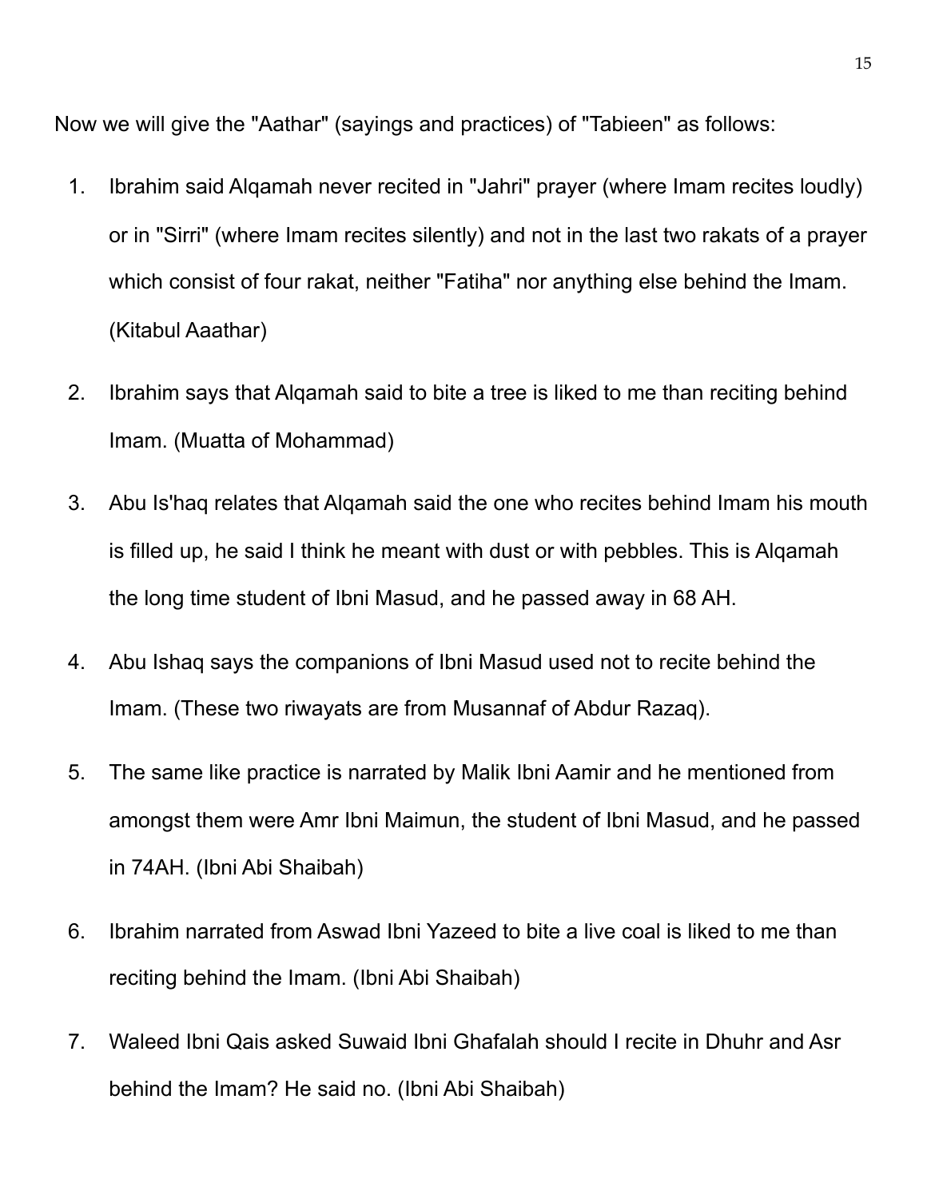Now we will give the "Aathar" (sayings and practices) of "Tabieen" as follows:

1. Ibrahim said Alqamah never recited in "Jahri" prayer (where Imam recites loudly) or in "Sirri" (where Imam recites silently) and not in the last two rakats of a prayer which consist of four rakat, neither "Fatiha" nor anything else behind the Imam. (Kitabul Aaathar)

2. Ibrahim says that Alqamah said to bite a tree is liked to me than reciting behind Imam. (Muatta of Mohammad)

3. Abu Is'haq relates that Alqamah said the one who recites behind Imam his mouth is filled up, he said I think he meant with dust or with pebbles. This is Alqamah the long time student of Ibni Masud, and he passed away in 68 AH.

4. Abu Ishaq says the companions of Ibni Masud used not to recite behind the Imam. (These two riwayats are from Musannaf of Abdur Razaq).

5. The same like practice is narrated by Malik Ibni Aamir and he mentioned from amongst them were Amr Ibni Maimun, the student of Ibni Masud, and he passed in 74AH. (Ibni Abi Shaibah)

6. Ibrahim narrated from Aswad Ibni Yazeed to bite a live coal is liked to me than reciting behind the Imam. (Ibni Abi Shaibah)

7. Waleed Ibni Qais asked Suwaid Ibni Ghafalah should I recite in Dhuhr and Asr behind the Imam? He said no. (Ibni Abi Shaibah)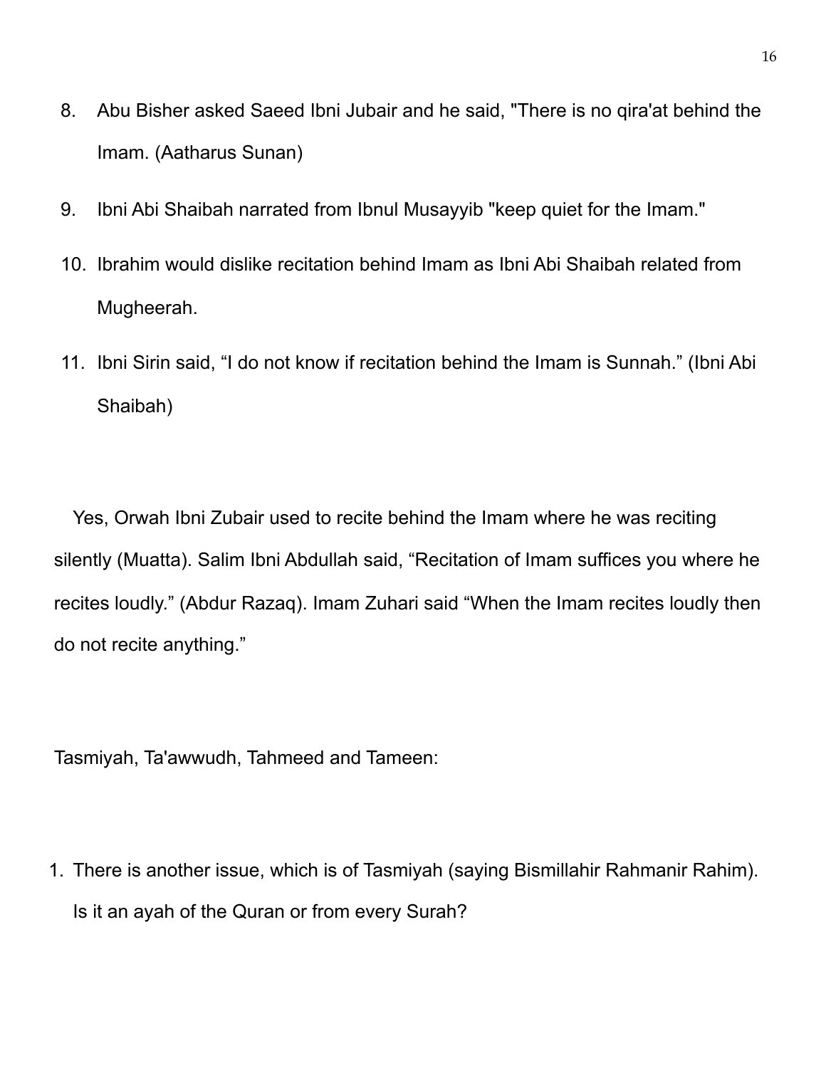8. Abu Bisher asked Saeed Ibni Jubair and he said, "There is no qira'at behind the Imam. (Aatharus Sunan)
9. Ibni Abi Shaibah narrated from Ibnul Musayyib "keep quiet for the Imam."
10. Ibrahim would dislike recitation behind Imam as Ibni Abi Shaibah related from Mugheerah.
11. Ibni Sirin said, “I do not know if recitation behind the Imam is Sunnah.” (Ibni Abi Shaibah)

Yes, Orwah Ibni Zubair used to recite behind the Imam where he was reciting silently (Muatta). Salim Ibni Abdullah said, “Recitation of Imam suffices you where he recites loudly.” (Abdur Razaq). Imam Zuhari said “When the Imam recites loudly then do not recite anything.”

Tasmiyah, Ta'awwudh, Tahmeed and Tameen:

1. There is another issue, which is of Tasmiyah (saying Bismillahir Rahmanir Rahim). Is it an ayah of the Quran or from every Surah?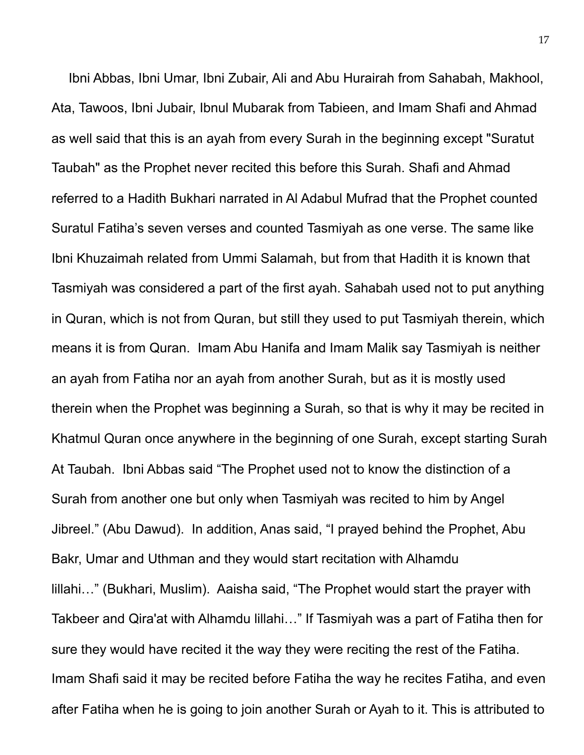Ibni Abbas, Ibni Umar, Ibni Zubair, Ali and Abu Hurairah from Sahabah, Makhool, Ata, Tawoos, Ibni Jubair, Ibnul Mubarak from Tabieen, and Imam Shafi and Ahmad as well said that this is an ayah from every Surah in the beginning except "Suratut Taubah" as the Prophet never recited this before this Surah. Shafi and Ahmad referred to a Hadith Bukhari narrated in Al Adabul Mufrad that the Prophet counted Suratul Fatiha's seven verses and counted Tasmiyah as one verse. The same like Ibni Khuzaimah related from Ummi Salamah, but from that Hadith it is known that Tasmiyah was considered a part of the first ayah. Sahabah used not to put anything in Quran, which is not from Quran, but still they used to put Tasmiyah therein, which means it is from Quran. Imam Abu Hanifa and Imam Malik say Tasmiyah is neither an ayah from Fatiha nor an ayah from another Surah, but as it is mostly used therein when the Prophet was beginning a Surah, so that is why it may be recited in Khatmul Quran once anywhere in the beginning of one Surah, except starting Surah At Taubah. Ibni Abbas said "The Prophet used not to know the distinction of a Surah from another one but only when Tasmiyah was recited to him by Angel Jibreel." (Abu Dawud). In addition, Anas said, "I prayed behind the Prophet, Abu Bakr, Umar and Uthman and they would start recitation with Alhamdu lillahi…" (Bukhari, Muslim). Aaisha said, "The Prophet would start the prayer with Takbeer and Qira'at with Alhamdu lillahi…" If Tasmiyah was a part of Fatiha then for sure they would have recited it the way they were reciting the rest of the Fatiha. Imam Shafi said it may be recited before Fatiha the way he recites Fatiha, and even after Fatiha when he is going to join another Surah or Ayah to it. This is attributed to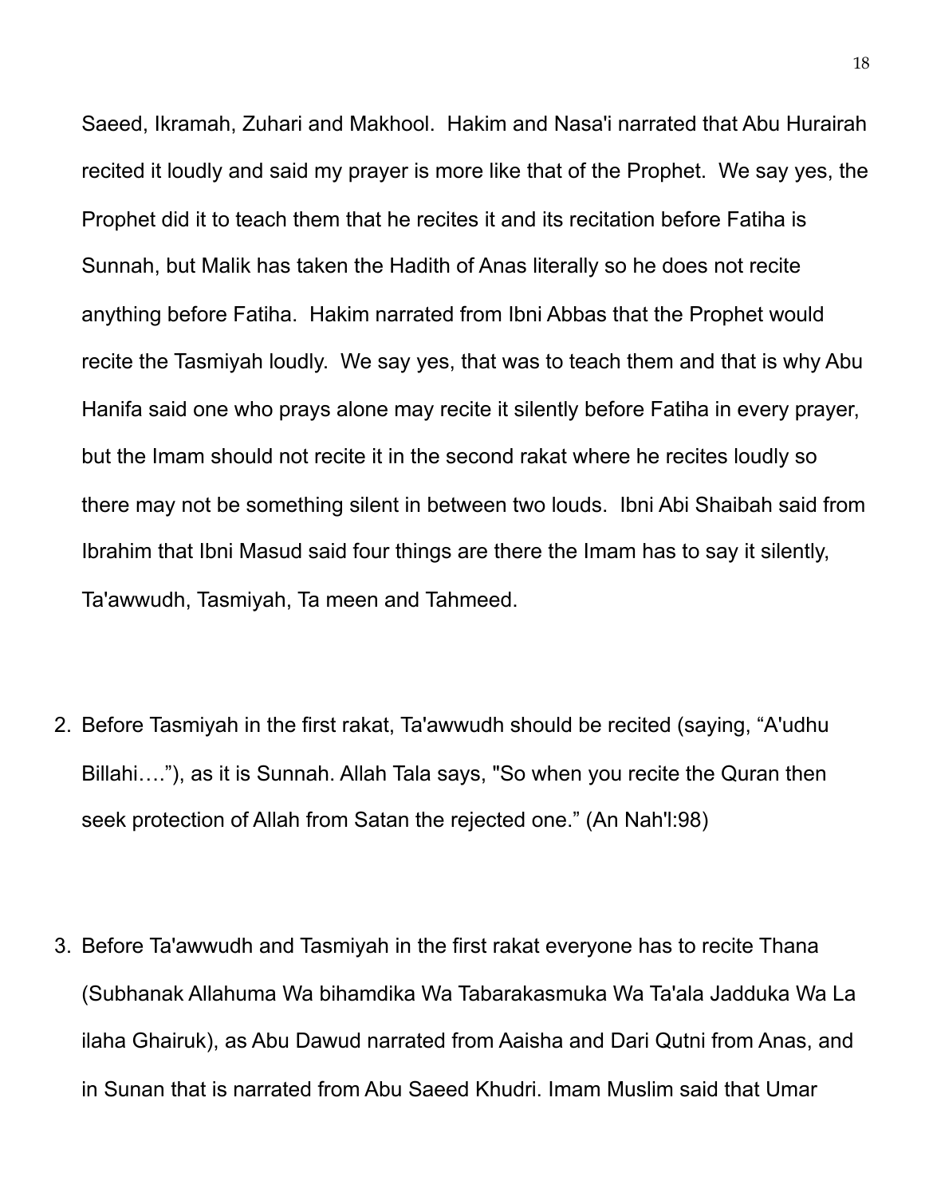Saeed, Ikramah, Zuhari and Makhool.  Hakim and Nasa'i narrated that Abu Hurairah recited it loudly and said my prayer is more like that of the Prophet.  We say yes, the Prophet did it to teach them that he recites it and its recitation before Fatiha is Sunnah, but Malik has taken the Hadith of Anas literally so he does not recite anything before Fatiha.  Hakim narrated from Ibni Abbas that the Prophet would recite the Tasmiyah loudly.  We say yes, that was to teach them and that is why Abu Hanifa said one who prays alone may recite it silently before Fatiha in every prayer, but the Imam should not recite it in the second rakat where he recites loudly so there may not be something silent in between two louds.  Ibni Abi Shaibah said from Ibrahim that Ibni Masud said four things are there the Imam has to say it silently, Ta'awwudh, Tasmiyah, Ta meen and Tahmeed.

2. Before Tasmiyah in the first rakat, Ta'awwudh should be recited (saying, "A'udhu Billahi…."), as it is Sunnah. Allah Tala says, "So when you recite the Quran then seek protection of Allah from Satan the rejected one." (An Nah'l:98)

3. Before Ta'awwudh and Tasmiyah in the first rakat everyone has to recite Thana (Subhanak Allahuma Wa bihamdika Wa Tabarakasmuka Wa Ta'ala Jadduka Wa La ilaha Ghairuk), as Abu Dawud narrated from Aaisha and Dari Qutni from Anas, and in Sunan that is narrated from Abu Saeed Khudri. Imam Muslim said that Umar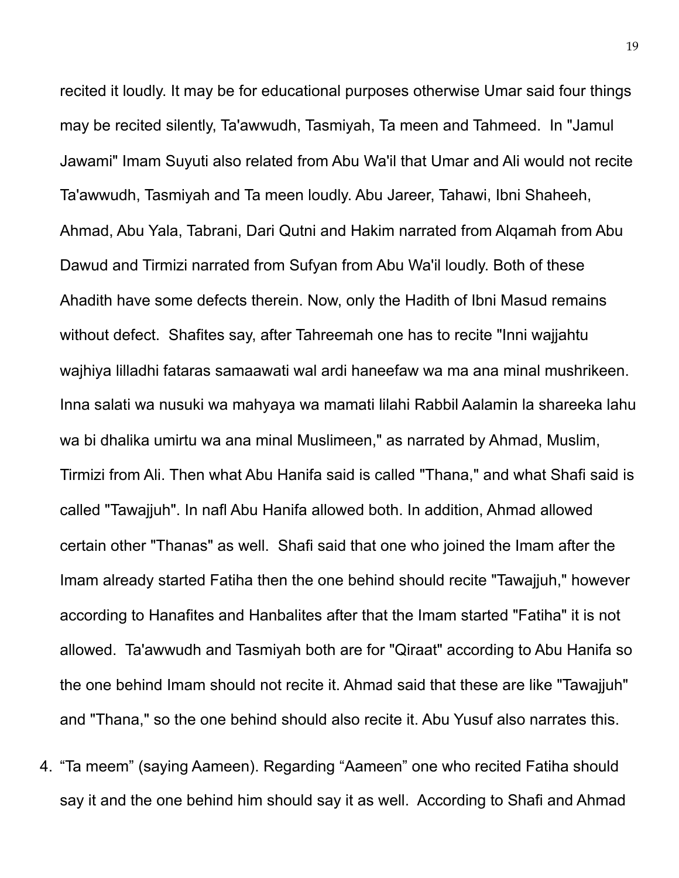recited it loudly. It may be for educational purposes otherwise Umar said four things may be recited silently, Ta'awwudh, Tasmiyah, Ta meen and Tahmeed.  In "Jamul Jawami" Imam Suyuti also related from Abu Wa'il that Umar and Ali would not recite Ta'awwudh, Tasmiyah and Ta meen loudly. Abu Jareer, Tahawi, Ibni Shaheeh, Ahmad, Abu Yala, Tabrani, Dari Qutni and Hakim narrated from Alqamah from Abu Dawud and Tirmizi narrated from Sufyan from Abu Wa'il loudly. Both of these Ahadith have some defects therein. Now, only the Hadith of Ibni Masud remains without defect.  Shafites say, after Tahreemah one has to recite "Inni wajjahtu wajhiya lilladhi fataras samaawati wal ardi haneefaw wa ma ana minal mushrikeen. Inna salati wa nusuki wa mahyaya wa mamati lilahi Rabbil Aalamin la shareeka lahu wa bi dhalika umirtu wa ana minal Muslimeen," as narrated by Ahmad, Muslim, Tirmizi from Ali. Then what Abu Hanifa said is called "Thana," and what Shafi said is called "Tawajjuh". In nafl Abu Hanifa allowed both. In addition, Ahmad allowed certain other "Thanas" as well.  Shafi said that one who joined the Imam after the Imam already started Fatiha then the one behind should recite "Tawajjuh," however according to Hanafites and Hanbalites after that the Imam started "Fatiha" it is not allowed.  Ta'awwudh and Tasmiyah both are for "Qiraat" according to Abu Hanifa so the one behind Imam should not recite it. Ahmad said that these are like "Tawajjuh" and "Thana," so the one behind should also recite it. Abu Yusuf also narrates this.

4. “Ta meem” (saying Aameen). Regarding “Aameen” one who recited Fatiha should say it and the one behind him should say it as well.  According to Shafi and Ahmad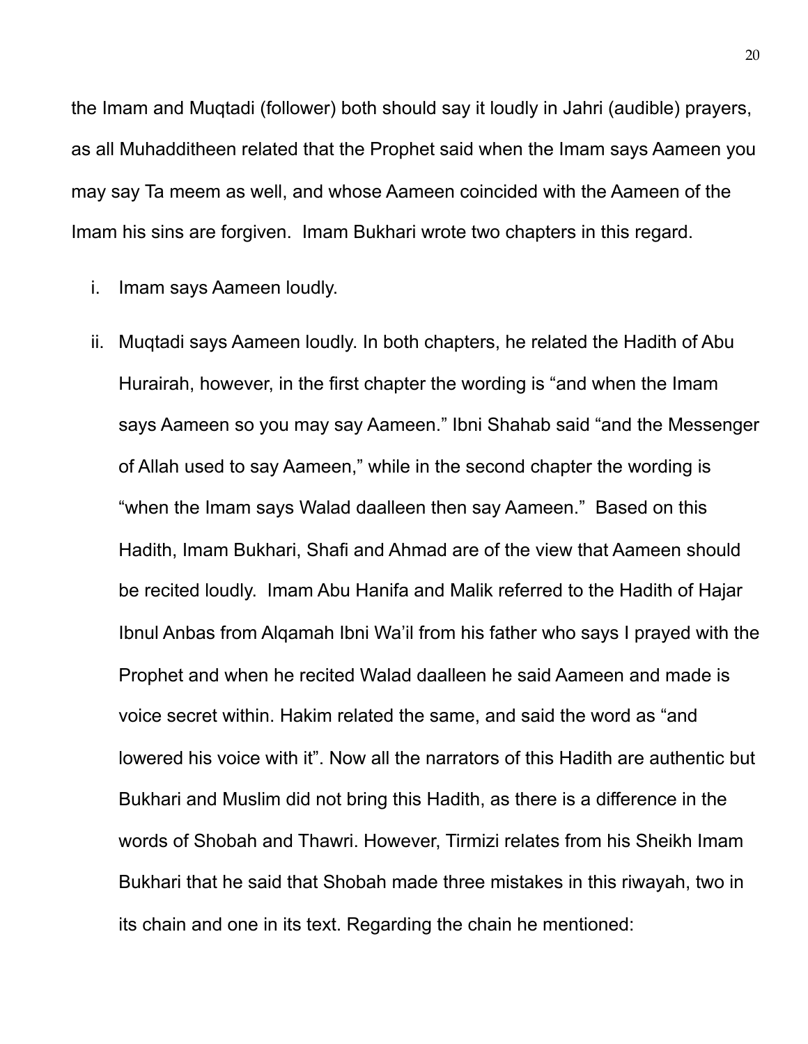the Imam and Muqtadi (follower) both should say it loudly in Jahri (audible) prayers, as all Muhadditheen related that the Prophet said when the Imam says Aameen you may say Ta meem as well, and whose Aameen coincided with the Aameen of the Imam his sins are forgiven.  Imam Bukhari wrote two chapters in this regard.

i. Imam says Aameen loudly.

ii. Muqtadi says Aameen loudly. In both chapters, he related the Hadith of Abu Hurairah, however, in the first chapter the wording is "and when the Imam says Aameen so you may say Aameen." Ibni Shahab said "and the Messenger of Allah used to say Aameen," while in the second chapter the wording is "when the Imam says Walad daalleen then say Aameen."  Based on this Hadith, Imam Bukhari, Shafi and Ahmad are of the view that Aameen should be recited loudly.  Imam Abu Hanifa and Malik referred to the Hadith of Hajar Ibnul Anbas from Alqamah Ibni Wa'il from his father who says I prayed with the Prophet and when he recited Walad daalleen he said Aameen and made is voice secret within. Hakim related the same, and said the word as "and lowered his voice with it". Now all the narrators of this Hadith are authentic but Bukhari and Muslim did not bring this Hadith, as there is a difference in the words of Shobah and Thawri. However, Tirmizi relates from his Sheikh Imam Bukhari that he said that Shobah made three mistakes in this riwayah, two in its chain and one in its text. Regarding the chain he mentioned: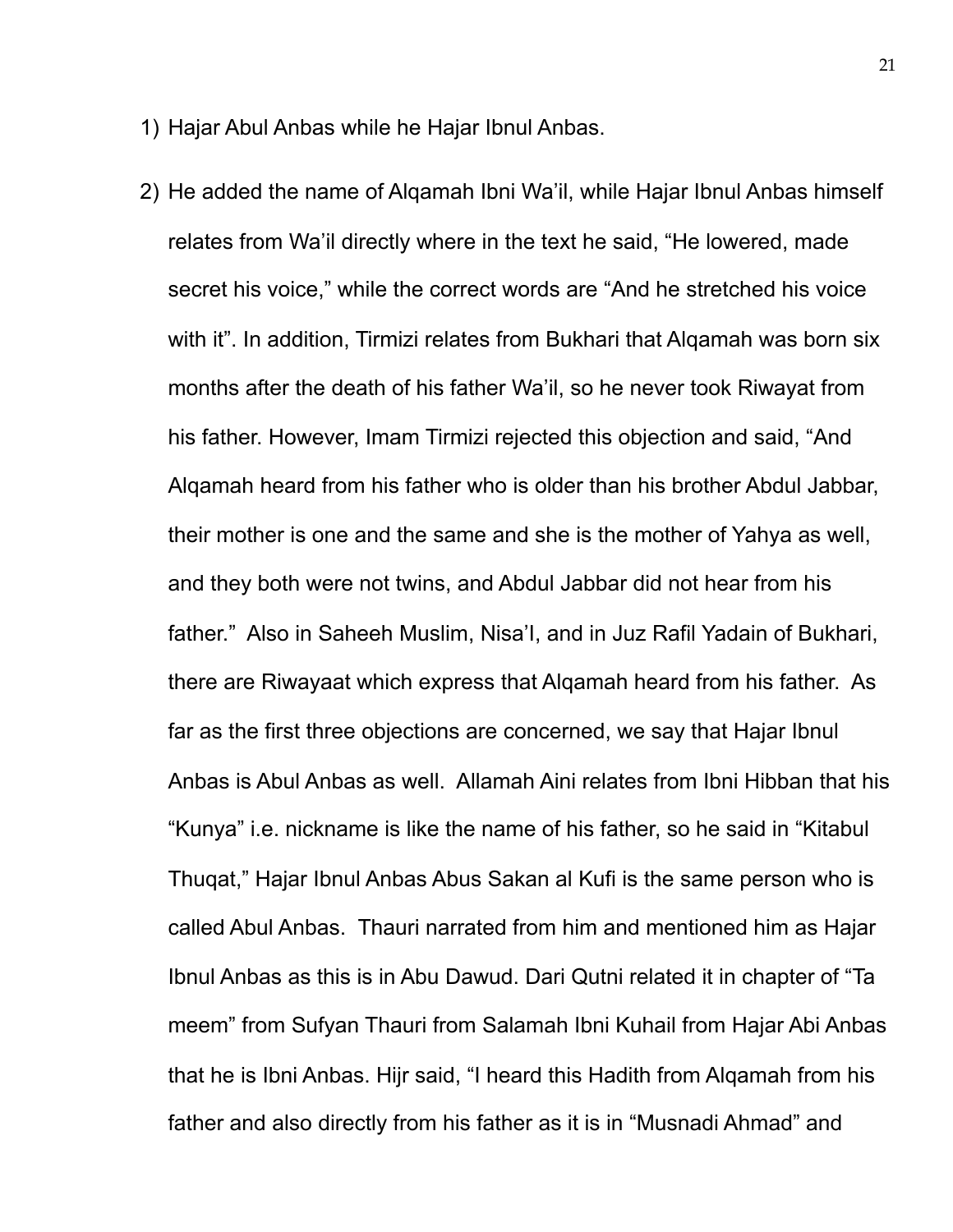1) Hajar Abul Anbas while he Hajar Ibnul Anbas.

2) He added the name of Alqamah Ibni Wa'il, while Hajar Ibnul Anbas himself relates from Wa'il directly where in the text he said, "He lowered, made secret his voice," while the correct words are "And he stretched his voice with it". In addition, Tirmizi relates from Bukhari that Alqamah was born six months after the death of his father Wa'il, so he never took Riwayat from his father. However, Imam Tirmizi rejected this objection and said, "And Alqamah heard from his father who is older than his brother Abdul Jabbar, their mother is one and the same and she is the mother of Yahya as well, and they both were not twins, and Abdul Jabbar did not hear from his father." Also in Saheeh Muslim, Nisa'I, and in Juz Rafil Yadain of Bukhari, there are Riwayaat which express that Alqamah heard from his father. As far as the first three objections are concerned, we say that Hajar Ibnul Anbas is Abul Anbas as well. Allamah Aini relates from Ibni Hibban that his "Kunya" i.e. nickname is like the name of his father, so he said in "Kitabul Thuqat," Hajar Ibnul Anbas Abus Sakan al Kufi is the same person who is called Abul Anbas. Thauri narrated from him and mentioned him as Hajar Ibnul Anbas as this is in Abu Dawud. Dari Qutni related it in chapter of "Ta meem" from Sufyan Thauri from Salamah Ibni Kuhail from Hajar Abi Anbas that he is Ibni Anbas. Hijr said, "I heard this Hadith from Alqamah from his father and also directly from his father as it is in "Musnadi Ahmad" and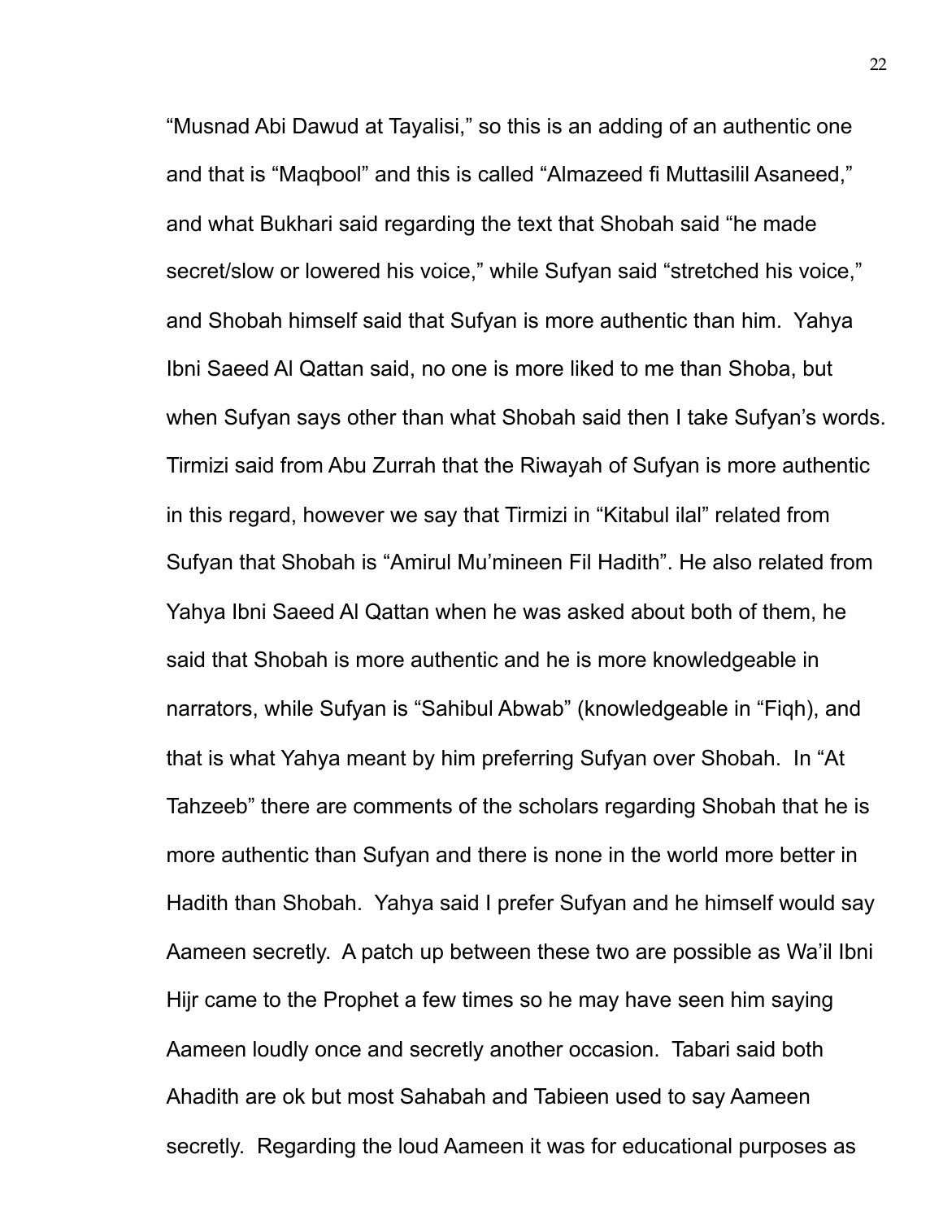"Musnad Abi Dawud at Tayalisi," so this is an adding of an authentic one and that is "Maqbool" and this is called "Almazeed fi Muttasilil Asaneed," and what Bukhari said regarding the text that Shobah said "he made secret/slow or lowered his voice," while Sufyan said "stretched his voice," and Shobah himself said that Sufyan is more authentic than him. Yahya Ibni Saeed Al Qattan said, no one is more liked to me than Shoba, but when Sufyan says other than what Shobah said then I take Sufyan's words. Tirmizi said from Abu Zurrah that the Riwayah of Sufyan is more authentic in this regard, however we say that Tirmizi in "Kitabul ilal" related from Sufyan that Shobah is "Amirul Mu'mineen Fil Hadith". He also related from Yahya Ibni Saeed Al Qattan when he was asked about both of them, he said that Shobah is more authentic and he is more knowledgeable in narrators, while Sufyan is "Sahibul Abwab" (knowledgeable in "Fiqh), and that is what Yahya meant by him preferring Sufyan over Shobah. In "At Tahzeeb" there are comments of the scholars regarding Shobah that he is more authentic than Sufyan and there is none in the world more better in Hadith than Shobah. Yahya said I prefer Sufyan and he himself would say Aameen secretly. A patch up between these two are possible as Wa'il Ibni Hijr came to the Prophet a few times so he may have seen him saying Aameen loudly once and secretly another occasion. Tabari said both Ahadith are ok but most Sahabah and Tabieen used to say Aameen secretly. Regarding the loud Aameen it was for educational purposes as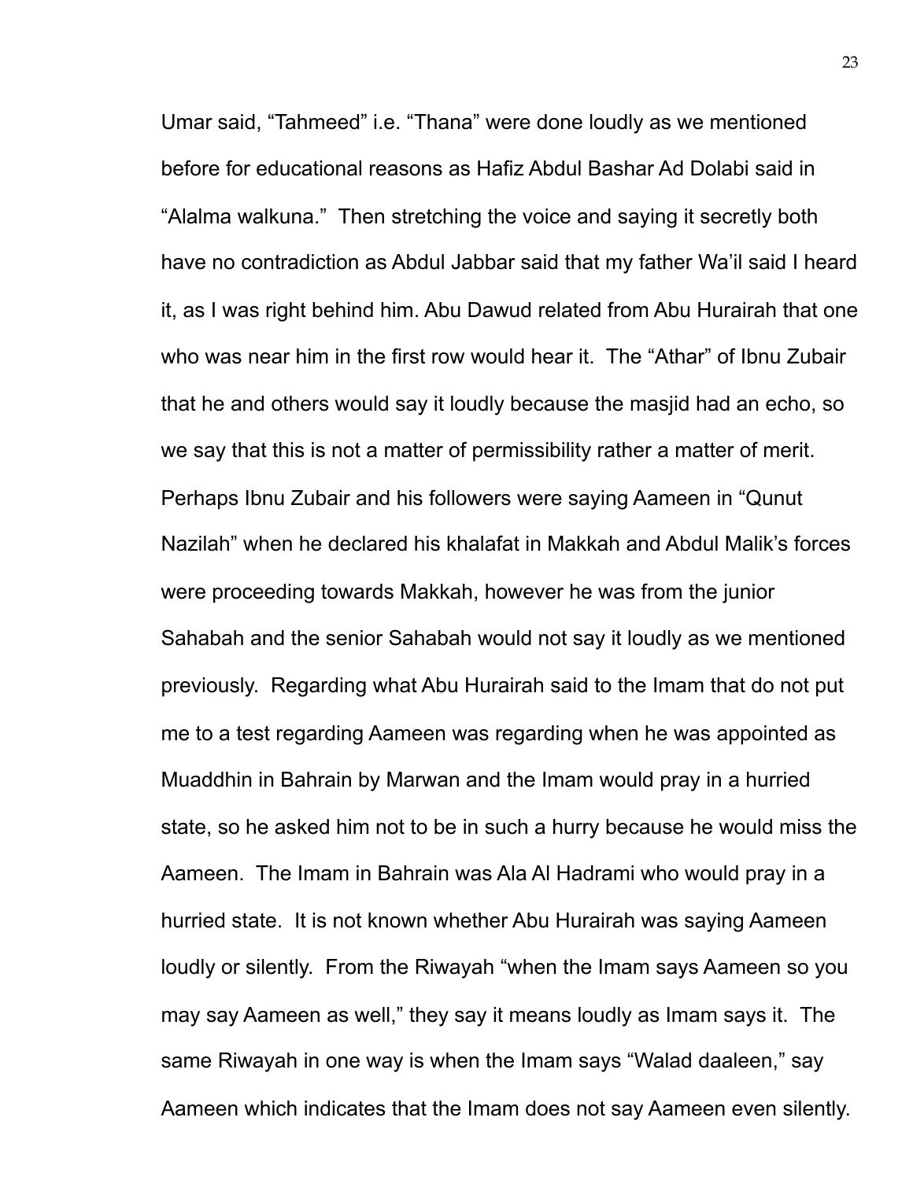Umar said, “Tahmeed” i.e. “Thana” were done loudly as we mentioned before for educational reasons as Hafiz Abdul Bashar Ad Dolabi said in “Alalma walkuna.” Then stretching the voice and saying it secretly both have no contradiction as Abdul Jabbar said that my father Wa’il said I heard it, as I was right behind him. Abu Dawud related from Abu Hurairah that one who was near him in the first row would hear it. The “Athar” of Ibnu Zubair that he and others would say it loudly because the masjid had an echo, so we say that this is not a matter of permissibility rather a matter of merit. Perhaps Ibnu Zubair and his followers were saying Aameen in “Qunut Nazilah” when he declared his khalafat in Makkah and Abdul Malik’s forces were proceeding towards Makkah, however he was from the junior Sahabah and the senior Sahabah would not say it loudly as we mentioned previously. Regarding what Abu Hurairah said to the Imam that do not put me to a test regarding Aameen was regarding when he was appointed as Muaddhin in Bahrain by Marwan and the Imam would pray in a hurried state, so he asked him not to be in such a hurry because he would miss the Aameen. The Imam in Bahrain was Ala Al Hadrami who would pray in a hurried state. It is not known whether Abu Hurairah was saying Aameen loudly or silently. From the Riwayah “when the Imam says Aameen so you may say Aameen as well,” they say it means loudly as Imam says it. The same Riwayah in one way is when the Imam says “Walad daaleen,” say Aameen which indicates that the Imam does not say Aameen even silently.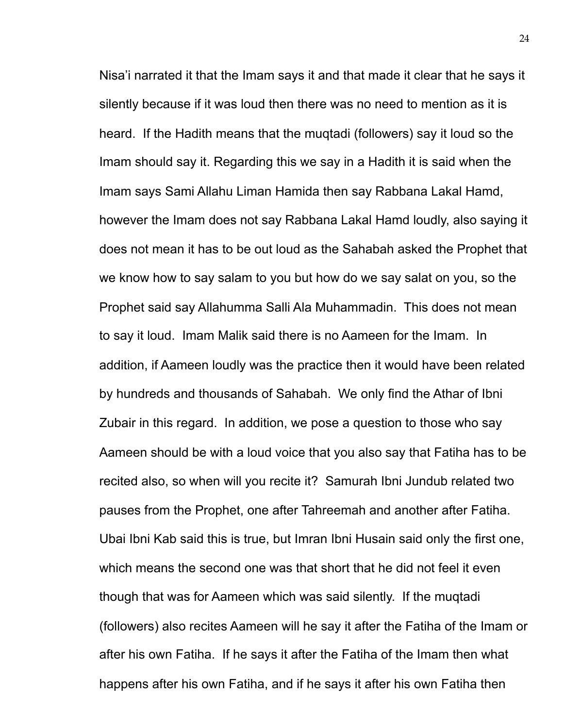Nisa'i narrated it that the Imam says it and that made it clear that he says it silently because if it was loud then there was no need to mention as it is heard. If the Hadith means that the muqtadi (followers) say it loud so the Imam should say it. Regarding this we say in a Hadith it is said when the Imam says Sami Allahu Liman Hamida then say Rabbana Lakal Hamd, however the Imam does not say Rabbana Lakal Hamd loudly, also saying it does not mean it has to be out loud as the Sahabah asked the Prophet that we know how to say salam to you but how do we say salat on you, so the Prophet said say Allahumma Salli Ala Muhammadin. This does not mean to say it loud. Imam Malik said there is no Aameen for the Imam. In addition, if Aameen loudly was the practice then it would have been related by hundreds and thousands of Sahabah. We only find the Athar of Ibni Zubair in this regard. In addition, we pose a question to those who say Aameen should be with a loud voice that you also say that Fatiha has to be recited also, so when will you recite it? Samurah Ibni Jundub related two pauses from the Prophet, one after Tahreemah and another after Fatiha. Ubai Ibni Kab said this is true, but Imran Ibni Husain said only the first one, which means the second one was that short that he did not feel it even though that was for Aameen which was said silently. If the muqtadi (followers) also recites Aameen will he say it after the Fatiha of the Imam or after his own Fatiha. If he says it after the Fatiha of the Imam then what happens after his own Fatiha, and if he says it after his own Fatiha then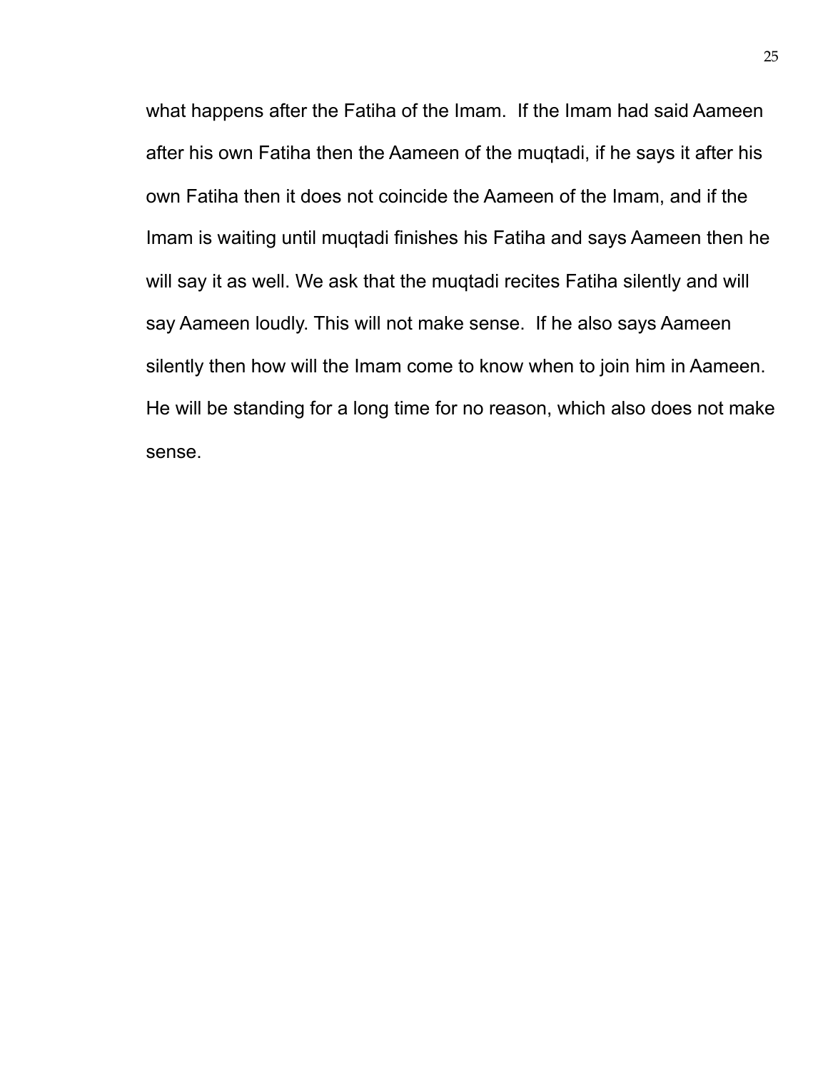what happens after the Fatiha of the Imam. If the Imam had said Aameen after his own Fatiha then the Aameen of the muqtadi, if he says it after his own Fatiha then it does not coincide the Aameen of the Imam, and if the Imam is waiting until muqtadi finishes his Fatiha and says Aameen then he will say it as well. We ask that the muqtadi recites Fatiha silently and will say Aameen loudly. This will not make sense. If he also says Aameen silently then how will the Imam come to know when to join him in Aameen. He will be standing for a long time for no reason, which also does not make sense.